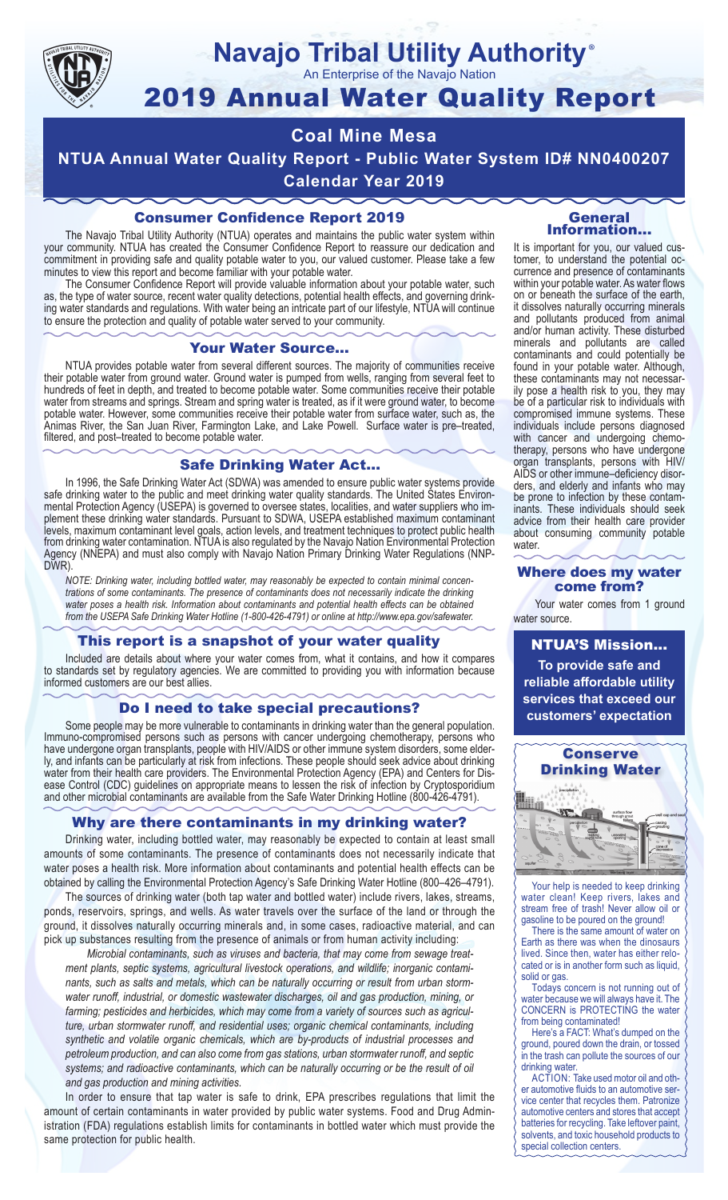# Navajo Tribal Utility Authority®

An Enterprise of the Navajo Nation

# 2019 Annual Water Quality Report

## Coal Mine Mesa

## NTUA Annual Water Quality Report - Public Water System ID# NN0400207

## Calendar Year 2019

### Consumer Confidence Report 2019

The Navajo Tribal Utility Authority (NTUA) operates and maintains the public water system within your community. NTUA has created the Consumer Confidence Report to reassure our dedication and commitment in providing safe and quality potable water to you, our valued customer. Please take a few minutes to view this report and become familiar with your potable water.

The Consumer Confidence Report will provide valuable information about your potable water, such as, the type of water source, recent water quality detections, potential health effects, and governing drinking water standards and regulations. With water being an intricate part of our lifestyle, NTUA will continue to ensure the protection and quality of potable water served to your community.

### Your Water Source…

NTUA provides potable water from several different sources. The majority of communities receive their potable water from ground water. Ground water is pumped from wells, ranging from several feet to hundreds of feet in depth, and treated to become potable water. Some communities receive their potable water from streams and springs. Stream and spring water is treated, as if it were ground water, to become potable water. However, some communities receive their potable water from surface water, such as, the Animas River, the San Juan River, Farmington Lake, and Lake Powell. Surface water is pre–treated, filtered, and post–treated to become potable water.

### Safe Drinking Water Act…

In 1996, the Safe Drinking Water Act (SDWA) was amended to ensure public water systems provide safe drinking water to the public and meet drinking water quality standards. The United States Environmental Protection Agency (USEPA) is governed to oversee states, localities, and water suppliers who implement these drinking water standards. Pursuant to SDWA, USEPA established maximum contaminant levels, maximum contaminant level goals, action levels, and treatment techniques to protect public health from drinking water contamination. NTUA is also regulated by the Navajo Nation Environmental Protection Agency (NNEPA) and must also comply with Navajo Nation Primary Drinking Water Regulations (NNPDWR).

*NOTE: Drinking water, including bottled water, may reasonably be expected to contain minimal concentrations of some contaminants. The presence of contaminants does not necessarily indicate the drinking water poses a health risk. Information about contaminants and potential health effects can be obtained from the USEPA Safe Drinking Water Hotline (1-800-426-4791) or online at http://www.epa.gov/safewater.*

### This report is a snapshot of your water quality

Included are details about where your water comes from, what it contains, and how it compares to standards set by regulatory agencies. We are committed to providing you with information because informed customers are our best allies.

### Do I need to take special precautions?

Some people may be more vulnerable to contaminants in drinking water than the general population. Immuno-compromised persons such as persons with cancer undergoing chemotherapy, persons who have undergone organ transplants, people with HIV/AIDS or other immune system disorders, some elderly, and infants can be particularly at risk from infections. These people should seek advice about drinking water from their health care providers. The Environmental Protection Agency (EPA) and Centers for Disease Control (CDC) guidelines on appropriate means to lessen the risk of infection by Cryptosporidium and other microbial contaminants are available from the Safe Water Drinking Hotline (800-426-4791).

### Why are there contaminants in my drinking water?

Drinking water, including bottled water, may reasonably be expected to contain at least small amounts of some contaminants. The presence of contaminants does not necessarily indicate that water poses a health risk. More information about contaminants and potential health effects can be obtained by calling the Environmental Protection Agency's Safe Drinking Water Hotline (800–426–4791).

The sources of drinking water (both tap water and bottled water) include rivers, lakes, streams, ponds, reservoirs, springs, and wells. As water travels over the surface of the land or through the ground, it dissolves naturally occurring minerals and, in some cases, radioactive material, and can pick up substances resulting from the presence of animals or from human activity including:

*Microbial contaminants, such as viruses and bacteria, that may come from sewage treatment plants, septic systems, agricultural livestock operations, and wildlife; inorganic contaminants, such as salts and metals, which can be naturally occurring or result from urban stormwater runoff, industrial, or domestic wastewater discharges, oil and gas production, mining, or farming; pesticides and herbicides, which may come from a variety of sources such as agriculture, urban stormwater runoff, and residential uses; organic chemical contaminants, including synthetic and volatile organic chemicals, which are by-products of industrial processes and petroleum production, and can also come from gas stations, urban stormwater runoff, and septic systems; and radioactive contaminants, which can be naturally occurring or be the result of oil and gas production and mining activities.*

In order to ensure that tap water is safe to drink, EPA prescribes regulations that limit the amount of certain contaminants in water provided by public water systems. Food and Drug Administration (FDA) regulations establish limits for contaminants in bottled water which must provide the same protection for public health.

### General Information…

It is important for you, our valued customer, to understand the potential occurrence and presence of contaminants within your potable water. As water flows on or beneath the surface of the earth, it dissolves naturally occurring minerals and pollutants produced from animal and/or human activity. These disturbed minerals and pollutants are called contaminants and could potentially be found in your potable water. Although, these contaminants may not necessarily pose a health risk to you, they may be of a particular risk to individuals with compromised immune systems. These individuals include persons diagnosed with cancer and undergoing chemotherapy, persons who have undergone organ transplants, persons with HIV/AIDS or other immune–deficiency disorders, and elderly and infants who may be prone to infection by these contaminants. These individuals should seek advice from their health care provider about consuming community potable water.

### Where does my water come from?

Your water comes from 1 ground water source.

### NTUA'S Mission…

**To provide safe and reliable affordable utility services that exceed our customers' expectation**

### Conserve Drinking Water

Your help is needed to keep drinking water clean! Keep rivers, lakes and stream free of trash! Never allow oil or gasoline to be poured on the ground!

There is the same amount of water on Earth as there was when the dinosaurs lived. Since then, water has either relocated or is in another form such as liquid, solid or gas.

Todays concern is not running out of water because we will always have it. The CONCERN is PROTECTING the water from being contaminated!

Here's a FACT: What's dumped on the ground, poured down the drain, or tossed in the trash can pollute the sources of our drinking water.

ACTION: Take used motor oil and other automotive fluids to an automotive service center that recycles them. Patronize automotive centers and stores that accept batteries for recycling. Take leftover paint, solvents, and toxic household products to special collection centers.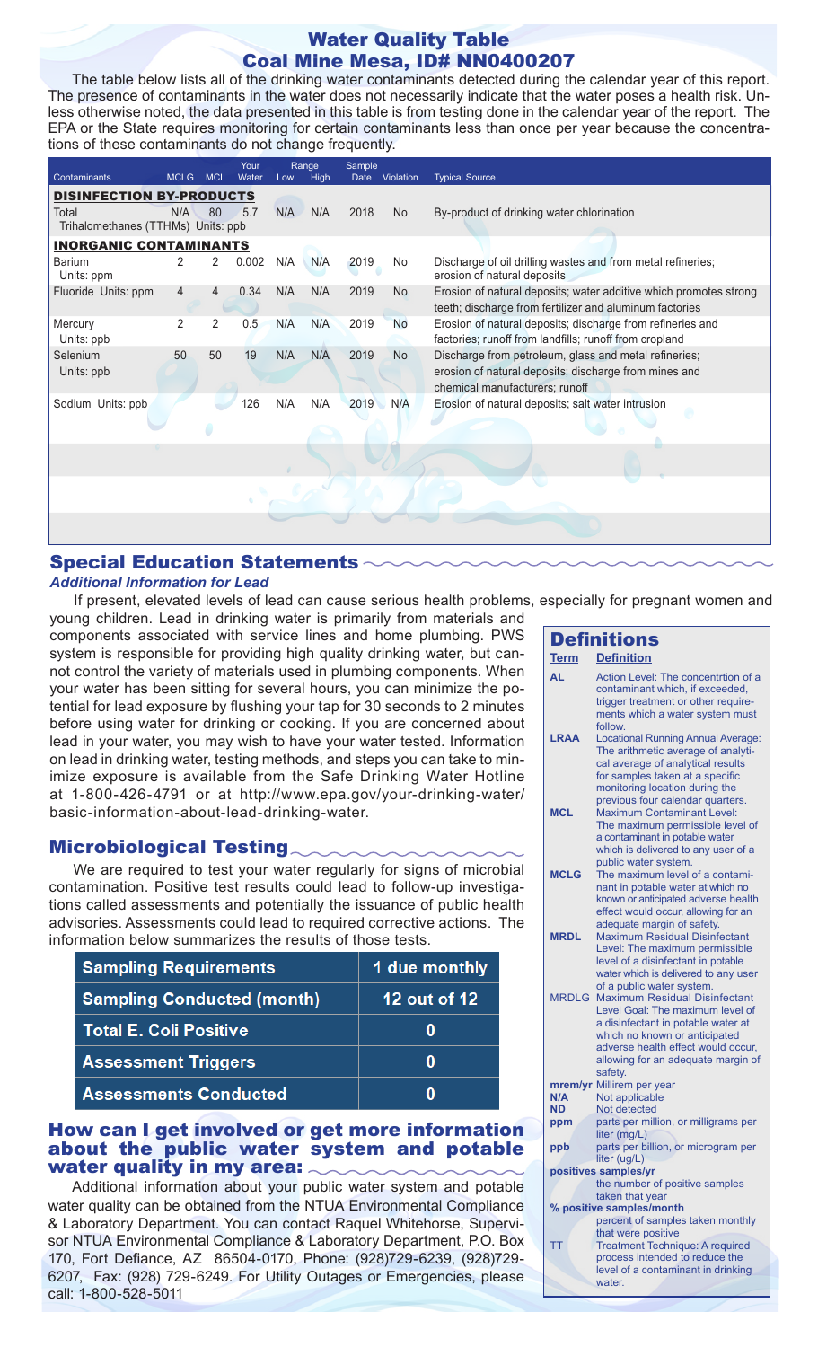# Water Quality Table
## Coal Mine Mesa, ID# NN0400207

The table below lists all of the drinking water contaminants detected during the calendar year of this report. The presence of contaminants in the water does not necessarily indicate that the water poses a health risk. Unless otherwise noted, the data presented in this table is from testing done in the calendar year of the report. The EPA or the State requires monitoring for certain contaminants less than once per year because the concentrations of these contaminants do not change frequently.

| Contaminants | MCLG | MCL | Your Water | Range Low | Range High | Sample Date | Violation | Typical Source |
|---|---|---|---|---|---|---|---|---|
| **DISINFECTION BY-PRODUCTS** | | | | | | | | |
| Total Trihalomethanes (TTHMs) Units: ppb | N/A | 80 | 5.7 | N/A | N/A | 2018 | No | By-product of drinking water chlorination |
| **INORGANIC CONTAMINANTS** | | | | | | | | |
| Barium Units: ppm | 2 | 2 | 0.002 | N/A | N/A | 2019 | No | Discharge of oil drilling wastes and from metal refineries; erosion of natural deposits |
| Fluoride Units: ppm | 4 | 4 | 0.34 | N/A | N/A | 2019 | No | Erosion of natural deposits; water additive which promotes strong teeth; discharge from fertilizer and aluminum factories |
| Mercury Units: ppb | 2 | 2 | 0.5 | N/A | N/A | 2019 | No | Erosion of natural deposits; discharge from refineries and factories; runoff from landfills; runoff from cropland |
| Selenium Units: ppb | 50 | 50 | 19 | N/A | N/A | 2019 | No | Discharge from petroleum, glass and metal refineries; erosion of natural deposits; discharge from mines and chemical manufacturers; runoff |
| Sodium Units: ppb | | | 126 | N/A | N/A | 2019 | N/A | Erosion of natural deposits; salt water intrusion |

## Special Education Statements

***Additional Information for Lead***

If present, elevated levels of lead can cause serious health problems, especially for pregnant women and young children. Lead in drinking water is primarily from materials and components associated with service lines and home plumbing. PWS system is responsible for providing high quality drinking water, but cannot control the variety of materials used in plumbing components. When your water has been sitting for several hours, you can minimize the potential for lead exposure by flushing your tap for 30 seconds to 2 minutes before using water for drinking or cooking. If you are concerned about lead in your water, you may wish to have your water tested. Information on lead in drinking water, testing methods, and steps you can take to minimize exposure is available from the Safe Drinking Water Hotline at 1-800-426-4791 or at http://www.epa.gov/your-drinking-water/basic-information-about-lead-drinking-water.

## Microbiological Testing

We are required to test your water regularly for signs of microbial contamination. Positive test results could lead to follow-up investigations called assessments and potentially the issuance of public health advisories. Assessments could lead to required corrective actions. The information below summarizes the results of those tests.

| | |
|---|---|
| Sampling Requirements | 1 due monthly |
| Sampling Conducted (month) | 12 out of 12 |
| Total E. Coli Positive | 0 |
| Assessment Triggers | 0 |
| Assessments Conducted | 0 |

## How can I get involved or get more information about the public water system and potable water quality in my area:

Additional information about your public water system and potable water quality can be obtained from the NTUA Environmental Compliance & Laboratory Department. You can contact Raquel Whitehorse, Supervisor NTUA Environmental Compliance & Laboratory Department, P.O. Box 170, Fort Defiance, AZ 86504-0170, Phone: (928)729-6239, (928)729-6207, Fax: (928) 729-6249. For Utility Outages or Emergencies, please call: 1-800-528-5011

## Definitions

| Term | Definition |
|---|---|
| **AL** | Action Level: The concentrtion of a contaminant which, if exceeded, trigger treatment or other requirements which a water system must follow. |
| **LRAA** | Locational Running Annual Average: The arithmetic average of analytical results for samples taken at a specific monitoring location during the previous four calendar quarters. |
| **MCL** | Maximum Contaminant Level: The maximum permissible level of a contaminant in potable water which is delivered to any user of a public water system. |
| **MCLG** | The maximum level of a contaminant in potable water at which no known or anticipated adverse health effect would occur, allowing for an adequate margin of safety. |
| **MRDL** | Maximum Residual Disinfectant Level: The maximum permissible level of a disinfectant in potable water which is delivered to any user of a public water system. |
| **MRDLG** | Maximum Residual Disinfectant Level Goal: The maximum level of a disinfectant in potable water at which no known or anticipated adverse health effect would occur, allowing for an adequate margin of safety. |
| **mrem/yr** | Millirem per year |
| **N/A** | Not applicable |
| **ND** | Not detected |
| **ppm** | parts per million, or milligrams per liter (mg/L) |
| **ppb** | parts per billion, or microgram per liter (ug/L) |
| **positives samples/yr** | the number of positive samples taken that year |
| **% positive samples/month** | percent of samples taken monthly that were positive |
| **TT** | Treatment Technique: A required process intended to reduce the level of a contaminant in drinking water. |